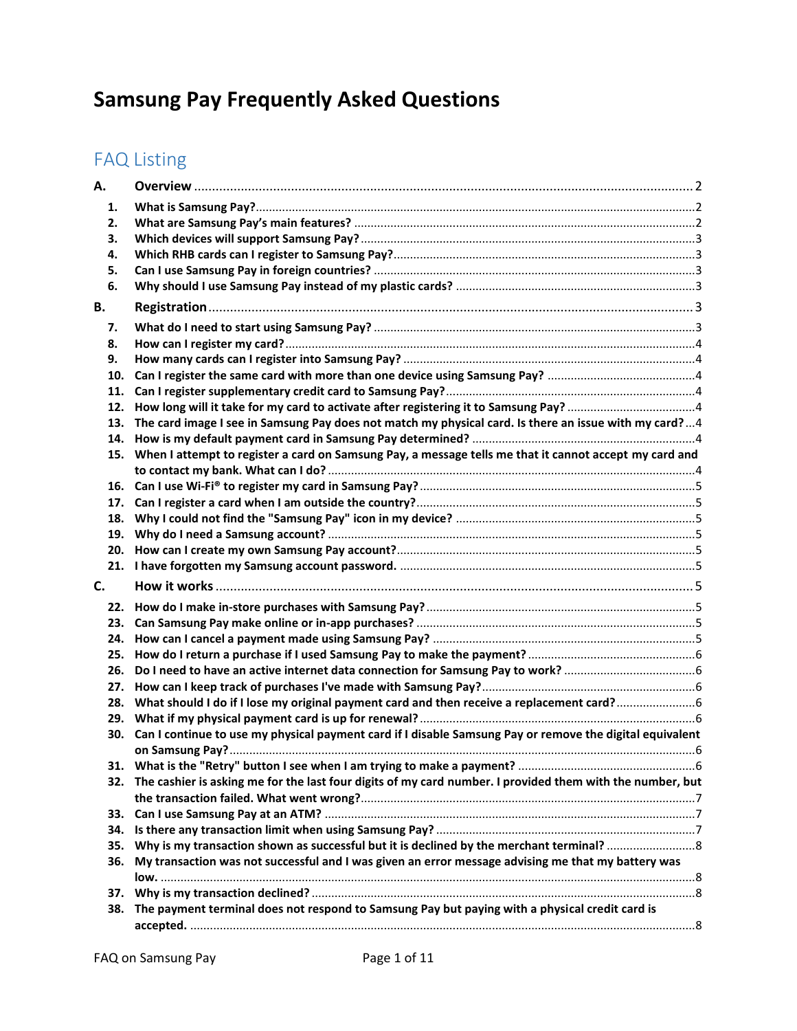# Samsung Pay Frequently Asked Questions

## FAQ Listing

**A. Overview** ........................................................................ 2

1. **What is Samsung Pay?** ........................................................................ 2
2. **What are Samsung Pay's main features?** ........................................................................ 2
3. **Which devices will support Samsung Pay?** ........................................................................ 3
4. **Which RHB cards can I register to Samsung Pay?** ........................................................................ 3
5. **Can I use Samsung Pay in foreign countries?** ........................................................................ 3
6. **Why should I use Samsung Pay instead of my plastic cards?** ........................................................................ 3

**B. Registration** ........................................................................ 3

7. **What do I need to start using Samsung Pay?** ........................................................................ 3
8. **How can I register my card?** ........................................................................ 4
9. **How many cards can I register into Samsung Pay?** ........................................................................ 4
10. **Can I register the same card with more than one device using Samsung Pay?** ........................................................................ 4
11. **Can I register supplementary credit card to Samsung Pay?** ........................................................................ 4
12. **How long will it take for my card to activate after registering it to Samsung Pay?** ........................................................................ 4
13. **The card image I see in Samsung Pay does not match my physical card. Is there an issue with my card?** ... 4
14. **How is my default payment card in Samsung Pay determined?** ........................................................................ 4
15. **When I attempt to register a card on Samsung Pay, a message tells me that it cannot accept my card and to contact my bank. What can I do?** ........................................................................ 4
16. **Can I use Wi-Fi® to register my card in Samsung Pay?** ........................................................................ 5
17. **Can I register a card when I am outside the country?** ........................................................................ 5
18. **Why I could not find the "Samsung Pay" icon in my device?** ........................................................................ 5
19. **Why do I need a Samsung account?** ........................................................................ 5
20. **How can I create my own Samsung Pay account?** ........................................................................ 5
21. **I have forgotten my Samsung account password.** ........................................................................ 5

**C. How it works** ........................................................................ 5

22. **How do I make in-store purchases with Samsung Pay?** ........................................................................ 5
23. **Can Samsung Pay make online or in-app purchases?** ........................................................................ 5
24. **How can I cancel a payment made using Samsung Pay?** ........................................................................ 5
25. **How do I return a purchase if I used Samsung Pay to make the payment?** ........................................................................ 6
26. **Do I need to have an active internet data connection for Samsung Pay to work?** ........................................................................ 6
27. **How can I keep track of purchases I've made with Samsung Pay?** ........................................................................ 6
28. **What should I do if I lose my original payment card and then receive a replacement card?** ........................................................................ 6
29. **What if my physical payment card is up for renewal?** ........................................................................ 6
30. **Can I continue to use my physical payment card if I disable Samsung Pay or remove the digital equivalent on Samsung Pay?** ........................................................................ 6
31. **What is the "Retry" button I see when I am trying to make a payment?** ........................................................................ 6
32. **The cashier is asking me for the last four digits of my card number. I provided them with the number, but the transaction failed. What went wrong?** ........................................................................ 7
33. **Can I use Samsung Pay at an ATM?** ........................................................................ 7
34. **Is there any transaction limit when using Samsung Pay?** ........................................................................ 7
35. **Why is my transaction shown as successful but it is declined by the merchant terminal?** ........................................................................ 8
36. **My transaction was not successful and I was given an error message advising me that my battery was low.** ........................................................................ 8
37. **Why is my transaction declined?** ........................................................................ 8
38. **The payment terminal does not respond to Samsung Pay but paying with a physical credit card is accepted.** ........................................................................ 8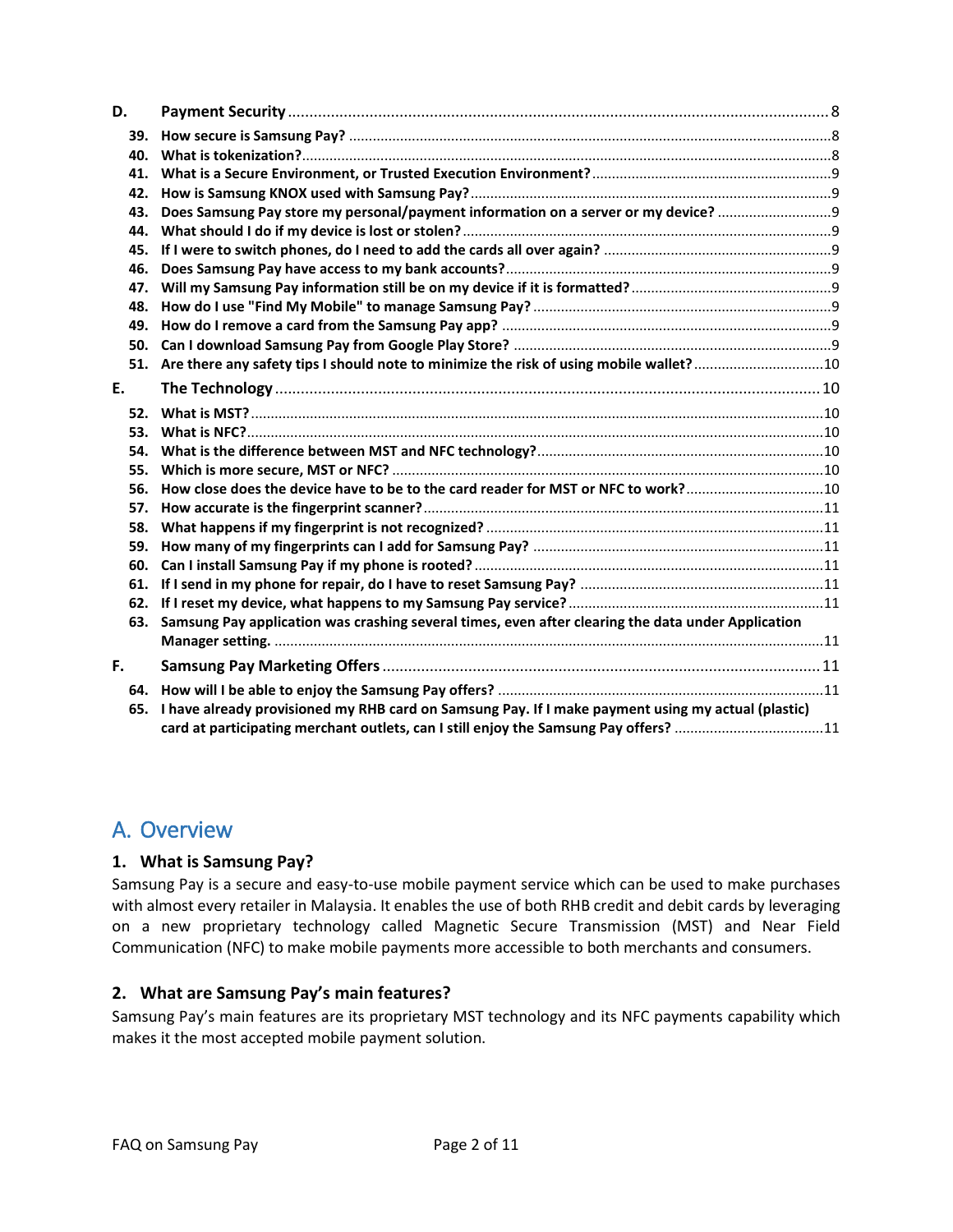| | | |
|---|---|---|
| **D.** | **Payment Security** | 8 |
| **39.** | **How secure is Samsung Pay?** | 8 |
| **40.** | **What is tokenization?** | 8 |
| **41.** | **What is a Secure Environment, or Trusted Execution Environment?** | 9 |
| **42.** | **How is Samsung KNOX used with Samsung Pay?** | 9 |
| **43.** | **Does Samsung Pay store my personal/payment information on a server or my device?** | 9 |
| **44.** | **What should I do if my device is lost or stolen?** | 9 |
| **45.** | **If I were to switch phones, do I need to add the cards all over again?** | 9 |
| **46.** | **Does Samsung Pay have access to my bank accounts?** | 9 |
| **47.** | **Will my Samsung Pay information still be on my device if it is formatted?** | 9 |
| **48.** | **How do I use "Find My Mobile" to manage Samsung Pay?** | 9 |
| **49.** | **How do I remove a card from the Samsung Pay app?** | 9 |
| **50.** | **Can I download Samsung Pay from Google Play Store?** | 9 |
| **51.** | **Are there any safety tips I should note to minimize the risk of using mobile wallet?** | 10 |
| **E.** | **The Technology** | 10 |
| **52.** | **What is MST?** | 10 |
| **53.** | **What is NFC?** | 10 |
| **54.** | **What is the difference between MST and NFC technology?** | 10 |
| **55.** | **Which is more secure, MST or NFC?** | 10 |
| **56.** | **How close does the device have to be to the card reader for MST or NFC to work?** | 10 |
| **57.** | **How accurate is the fingerprint scanner?** | 11 |
| **58.** | **What happens if my fingerprint is not recognized?** | 11 |
| **59.** | **How many of my fingerprints can I add for Samsung Pay?** | 11 |
| **60.** | **Can I install Samsung Pay if my phone is rooted?** | 11 |
| **61.** | **If I send in my phone for repair, do I have to reset Samsung Pay?** | 11 |
| **62.** | **If I reset my device, what happens to my Samsung Pay service?** | 11 |
| **63.** | **Samsung Pay application was crashing several times, even after clearing the data under Application Manager setting.** | 11 |
| **F.** | **Samsung Pay Marketing Offers** | 11 |
| **64.** | **How will I be able to enjoy the Samsung Pay offers?** | 11 |
| **65.** | **I have already provisioned my RHB card on Samsung Pay. If I make payment using my actual (plastic) card at participating merchant outlets, can I still enjoy the Samsung Pay offers?** | 11 |

## A. Overview

### 1. What is Samsung Pay?

Samsung Pay is a secure and easy-to-use mobile payment service which can be used to make purchases with almost every retailer in Malaysia. It enables the use of both RHB credit and debit cards by leveraging on a new proprietary technology called Magnetic Secure Transmission (MST) and Near Field Communication (NFC) to make mobile payments more accessible to both merchants and consumers.

### 2. What are Samsung Pay's main features?

Samsung Pay's main features are its proprietary MST technology and its NFC payments capability which makes it the most accepted mobile payment solution.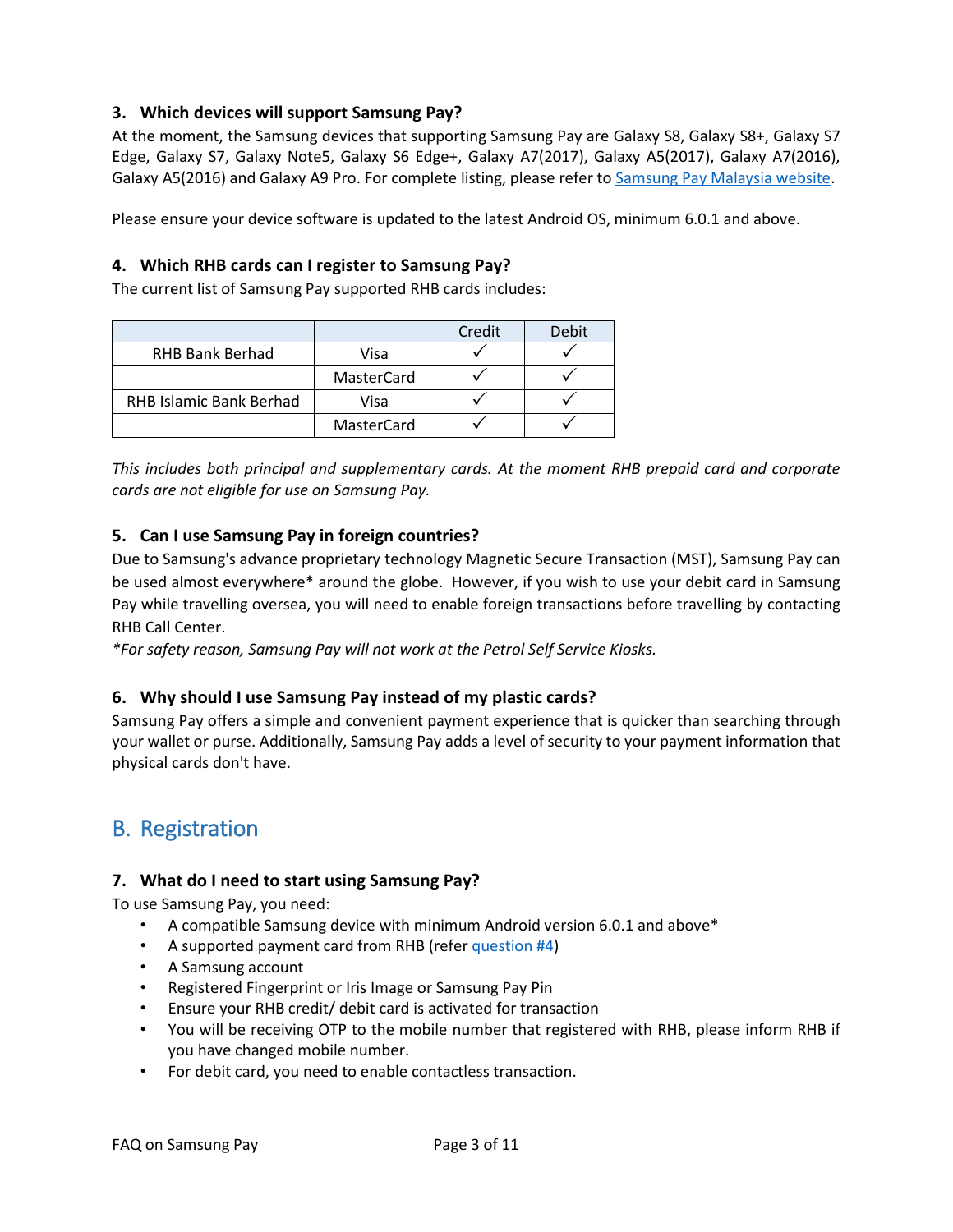### 3. Which devices will support Samsung Pay?

At the moment, the Samsung devices that supporting Samsung Pay are Galaxy S8, Galaxy S8+, Galaxy S7 Edge, Galaxy S7, Galaxy Note5, Galaxy S6 Edge+, Galaxy A7(2017), Galaxy A5(2017), Galaxy A7(2016), Galaxy A5(2016) and Galaxy A9 Pro. For complete listing, please refer to Samsung Pay Malaysia website.

Please ensure your device software is updated to the latest Android OS, minimum 6.0.1 and above.

### 4. Which RHB cards can I register to Samsung Pay?

The current list of Samsung Pay supported RHB cards includes:

| | | Credit | Debit |
|---|---|---|---|
| RHB Bank Berhad | Visa | ✓ | ✓ |
| | MasterCard | ✓ | ✓ |
| RHB Islamic Bank Berhad | Visa | ✓ | ✓ |
| | MasterCard | ✓ | ✓ |

*This includes both principal and supplementary cards. At the moment RHB prepaid card and corporate cards are not eligible for use on Samsung Pay.*

### 5. Can I use Samsung Pay in foreign countries?

Due to Samsung's advance proprietary technology Magnetic Secure Transaction (MST), Samsung Pay can be used almost everywhere* around the globe. However, if you wish to use your debit card in Samsung Pay while travelling oversea, you will need to enable foreign transactions before travelling by contacting RHB Call Center.

*\*For safety reason, Samsung Pay will not work at the Petrol Self Service Kiosks.*

### 6. Why should I use Samsung Pay instead of my plastic cards?

Samsung Pay offers a simple and convenient payment experience that is quicker than searching through your wallet or purse. Additionally, Samsung Pay adds a level of security to your payment information that physical cards don't have.

## B. Registration

### 7. What do I need to start using Samsung Pay?

To use Samsung Pay, you need:

- A compatible Samsung device with minimum Android version 6.0.1 and above*
- A supported payment card from RHB (refer question #4)
- A Samsung account
- Registered Fingerprint or Iris Image or Samsung Pay Pin
- Ensure your RHB credit/ debit card is activated for transaction
- You will be receiving OTP to the mobile number that registered with RHB, please inform RHB if you have changed mobile number.
- For debit card, you need to enable contactless transaction.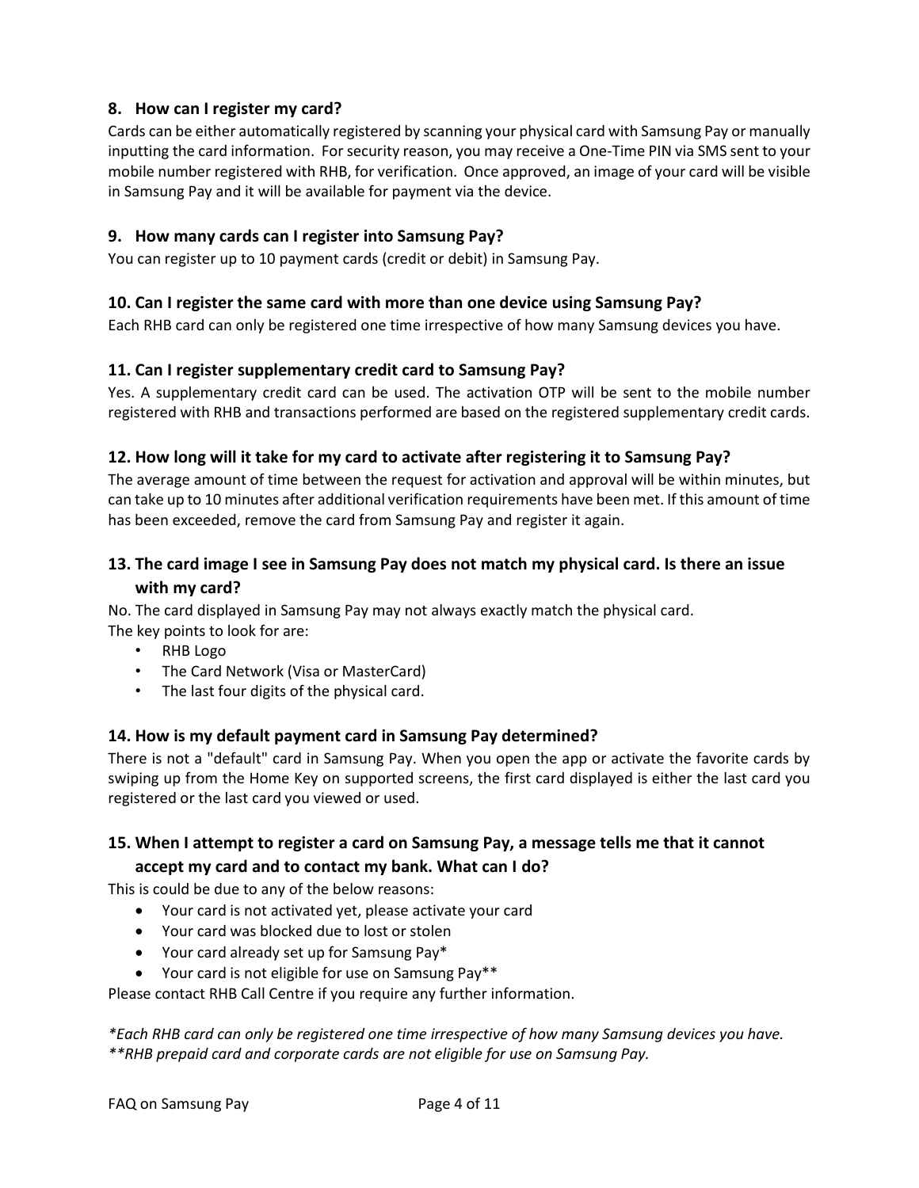### 8. How can I register my card?

Cards can be either automatically registered by scanning your physical card with Samsung Pay or manually inputting the card information. For security reason, you may receive a One-Time PIN via SMS sent to your mobile number registered with RHB, for verification. Once approved, an image of your card will be visible in Samsung Pay and it will be available for payment via the device.

### 9. How many cards can I register into Samsung Pay?

You can register up to 10 payment cards (credit or debit) in Samsung Pay.

### 10. Can I register the same card with more than one device using Samsung Pay?

Each RHB card can only be registered one time irrespective of how many Samsung devices you have.

### 11. Can I register supplementary credit card to Samsung Pay?

Yes. A supplementary credit card can be used. The activation OTP will be sent to the mobile number registered with RHB and transactions performed are based on the registered supplementary credit cards.

### 12. How long will it take for my card to activate after registering it to Samsung Pay?

The average amount of time between the request for activation and approval will be within minutes, but can take up to 10 minutes after additional verification requirements have been met. If this amount of time has been exceeded, remove the card from Samsung Pay and register it again.

### 13. The card image I see in Samsung Pay does not match my physical card. Is there an issue with my card?

No. The card displayed in Samsung Pay may not always exactly match the physical card.
The key points to look for are:

- RHB Logo
- The Card Network (Visa or MasterCard)
- The last four digits of the physical card.

### 14. How is my default payment card in Samsung Pay determined?

There is not a "default" card in Samsung Pay. When you open the app or activate the favorite cards by swiping up from the Home Key on supported screens, the first card displayed is either the last card you registered or the last card you viewed or used.

### 15. When I attempt to register a card on Samsung Pay, a message tells me that it cannot accept my card and to contact my bank. What can I do?

This is could be due to any of the below reasons:

- Your card is not activated yet, please activate your card
- Your card was blocked due to lost or stolen
- Your card already set up for Samsung Pay*
- Your card is not eligible for use on Samsung Pay**

Please contact RHB Call Centre if you require any further information.

*\*Each RHB card can only be registered one time irrespective of how many Samsung devices you have.*
*\*\*RHB prepaid card and corporate cards are not eligible for use on Samsung Pay.*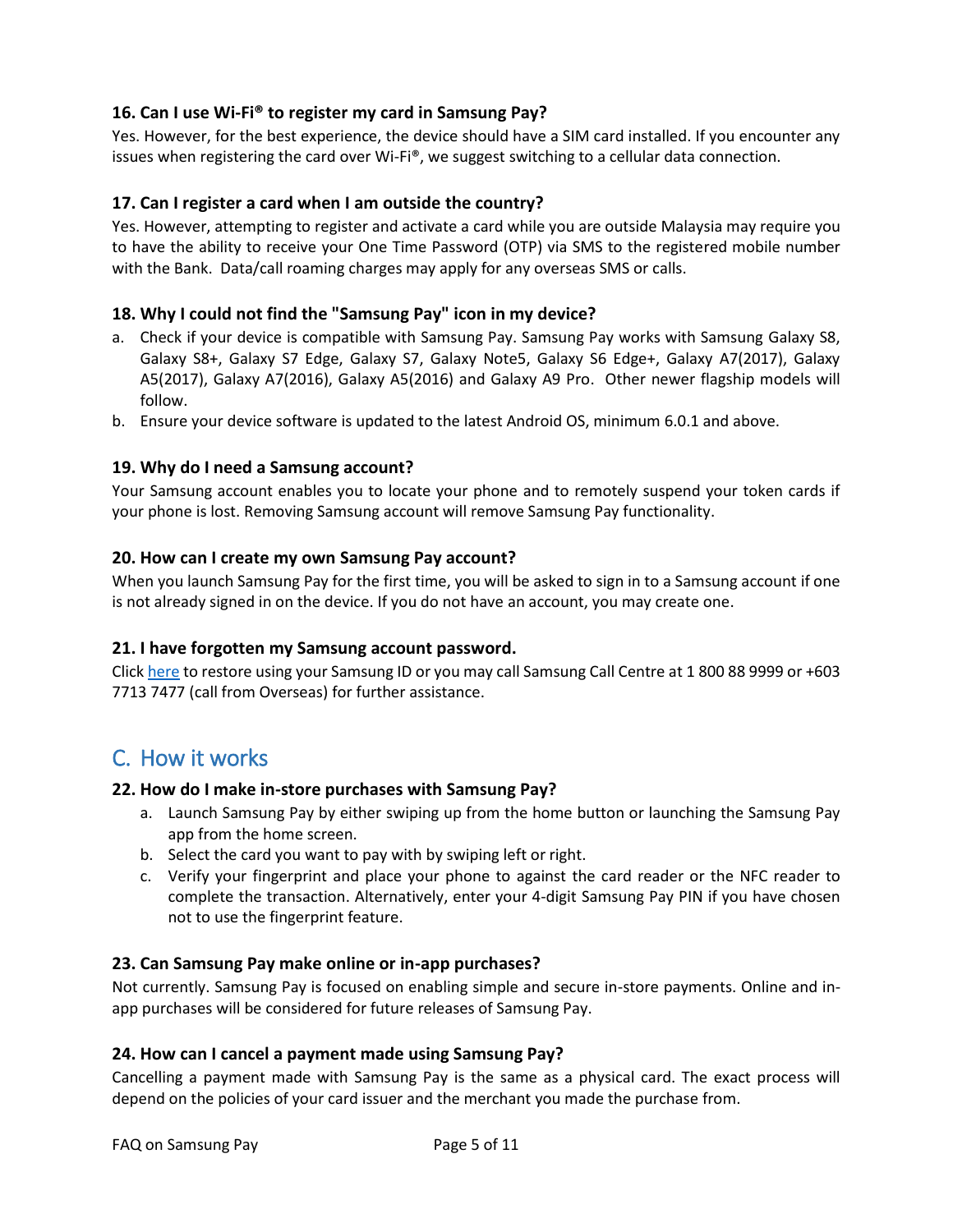### 16. Can I use Wi-Fi® to register my card in Samsung Pay?

Yes. However, for the best experience, the device should have a SIM card installed. If you encounter any issues when registering the card over Wi-Fi®, we suggest switching to a cellular data connection.

### 17. Can I register a card when I am outside the country?

Yes. However, attempting to register and activate a card while you are outside Malaysia may require you to have the ability to receive your One Time Password (OTP) via SMS to the registered mobile number with the Bank. Data/call roaming charges may apply for any overseas SMS or calls.

### 18. Why I could not find the "Samsung Pay" icon in my device?

a. Check if your device is compatible with Samsung Pay. Samsung Pay works with Samsung Galaxy S8, Galaxy S8+, Galaxy S7 Edge, Galaxy S7, Galaxy Note5, Galaxy S6 Edge+, Galaxy A7(2017), Galaxy A5(2017), Galaxy A7(2016), Galaxy A5(2016) and Galaxy A9 Pro. Other newer flagship models will follow.
b. Ensure your device software is updated to the latest Android OS, minimum 6.0.1 and above.

### 19. Why do I need a Samsung account?

Your Samsung account enables you to locate your phone and to remotely suspend your token cards if your phone is lost. Removing Samsung account will remove Samsung Pay functionality.

### 20. How can I create my own Samsung Pay account?

When you launch Samsung Pay for the first time, you will be asked to sign in to a Samsung account if one is not already signed in on the device. If you do not have an account, you may create one.

### 21. I have forgotten my Samsung account password.

Click here to restore using your Samsung ID or you may call Samsung Call Centre at 1 800 88 9999 or +603 7713 7477 (call from Overseas) for further assistance.

## C. How it works

### 22. How do I make in-store purchases with Samsung Pay?

a. Launch Samsung Pay by either swiping up from the home button or launching the Samsung Pay app from the home screen.
b. Select the card you want to pay with by swiping left or right.
c. Verify your fingerprint and place your phone to against the card reader or the NFC reader to complete the transaction. Alternatively, enter your 4-digit Samsung Pay PIN if you have chosen not to use the fingerprint feature.

### 23. Can Samsung Pay make online or in-app purchases?

Not currently. Samsung Pay is focused on enabling simple and secure in-store payments. Online and in-app purchases will be considered for future releases of Samsung Pay.

### 24. How can I cancel a payment made using Samsung Pay?

Cancelling a payment made with Samsung Pay is the same as a physical card. The exact process will depend on the policies of your card issuer and the merchant you made the purchase from.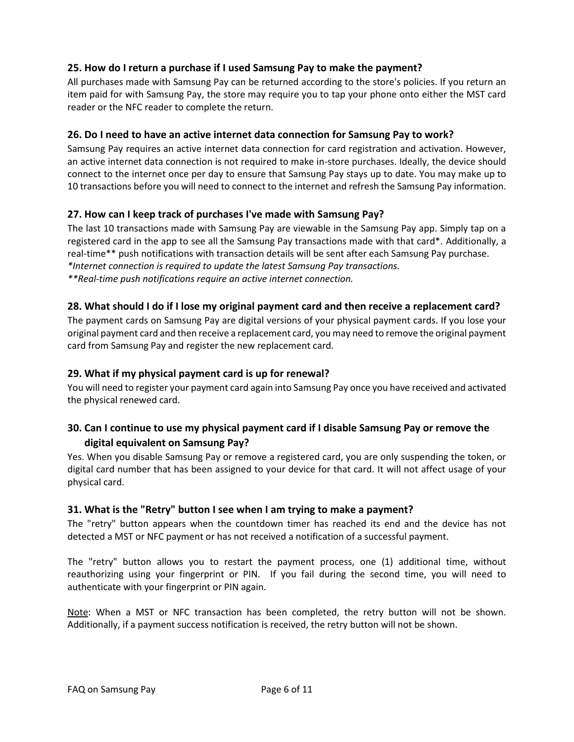### 25. How do I return a purchase if I used Samsung Pay to make the payment?

All purchases made with Samsung Pay can be returned according to the store's policies. If you return an item paid for with Samsung Pay, the store may require you to tap your phone onto either the MST card reader or the NFC reader to complete the return.

### 26. Do I need to have an active internet data connection for Samsung Pay to work?

Samsung Pay requires an active internet data connection for card registration and activation. However, an active internet data connection is not required to make in-store purchases. Ideally, the device should connect to the internet once per day to ensure that Samsung Pay stays up to date. You may make up to 10 transactions before you will need to connect to the internet and refresh the Samsung Pay information.

### 27. How can I keep track of purchases I've made with Samsung Pay?

The last 10 transactions made with Samsung Pay are viewable in the Samsung Pay app. Simply tap on a registered card in the app to see all the Samsung Pay transactions made with that card*. Additionally, a real-time** push notifications with transaction details will be sent after each Samsung Pay purchase.
*\*Internet connection is required to update the latest Samsung Pay transactions.*
*\*\*Real-time push notifications require an active internet connection.*

### 28. What should I do if I lose my original payment card and then receive a replacement card?

The payment cards on Samsung Pay are digital versions of your physical payment cards. If you lose your original payment card and then receive a replacement card, you may need to remove the original payment card from Samsung Pay and register the new replacement card.

### 29. What if my physical payment card is up for renewal?

You will need to register your payment card again into Samsung Pay once you have received and activated the physical renewed card.

### 30. Can I continue to use my physical payment card if I disable Samsung Pay or remove the digital equivalent on Samsung Pay?

Yes. When you disable Samsung Pay or remove a registered card, you are only suspending the token, or digital card number that has been assigned to your device for that card. It will not affect usage of your physical card.

### 31. What is the "Retry" button I see when I am trying to make a payment?

The "retry" button appears when the countdown timer has reached its end and the device has not detected a MST or NFC payment or has not received a notification of a successful payment.

The "retry" button allows you to restart the payment process, one (1) additional time, without reauthorizing using your fingerprint or PIN. If you fail during the second time, you will need to authenticate with your fingerprint or PIN again.

Note: When a MST or NFC transaction has been completed, the retry button will not be shown. Additionally, if a payment success notification is received, the retry button will not be shown.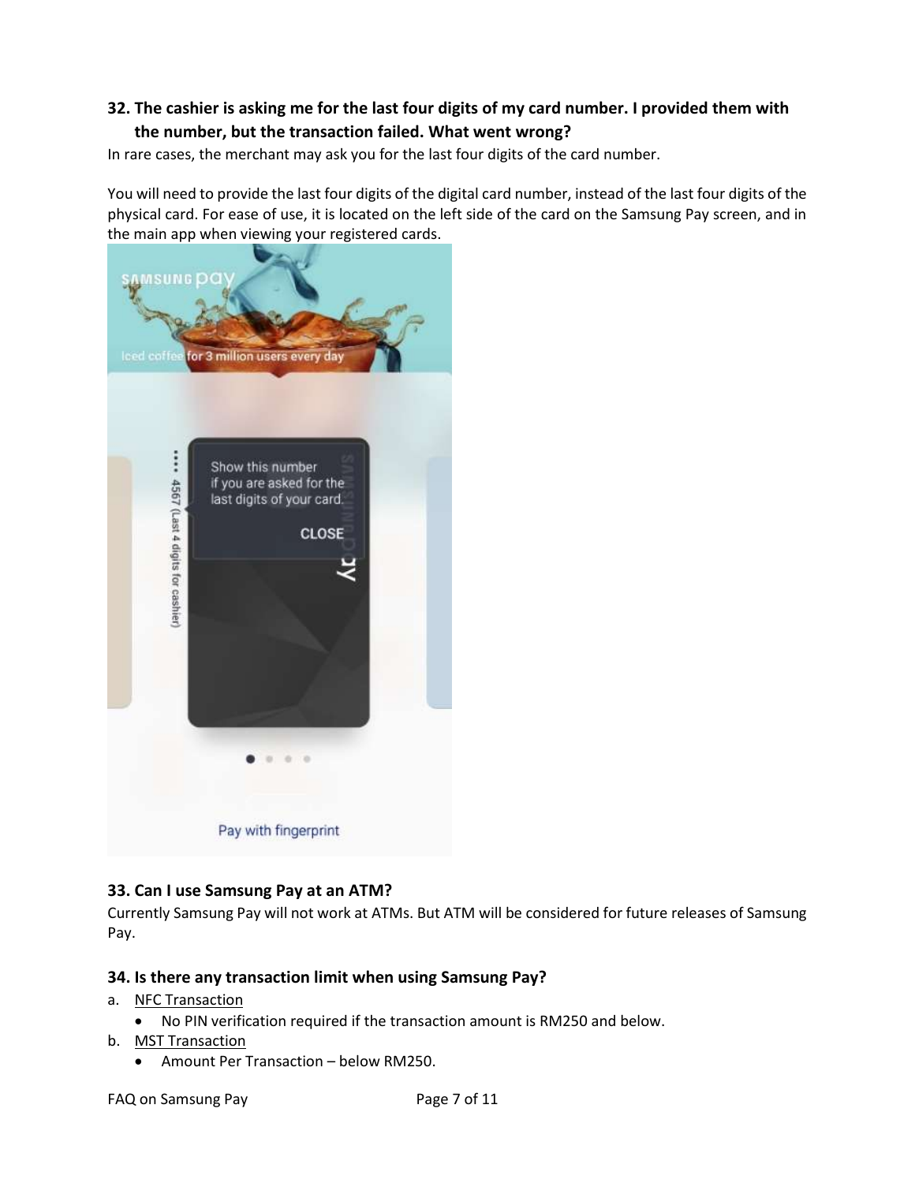### 32. The cashier is asking me for the last four digits of my card number. I provided them with the number, but the transaction failed. What went wrong?

In rare cases, the merchant may ask you for the last four digits of the card number.

You will need to provide the last four digits of the digital card number, instead of the last four digits of the physical card. For ease of use, it is located on the left side of the card on the Samsung Pay screen, and in the main app when viewing your registered cards.

### 33. Can I use Samsung Pay at an ATM?

Currently Samsung Pay will not work at ATMs. But ATM will be considered for future releases of Samsung Pay.

### 34. Is there any transaction limit when using Samsung Pay?

a. NFC Transaction
   - No PIN verification required if the transaction amount is RM250 and below.

b. MST Transaction
   - Amount Per Transaction – below RM250.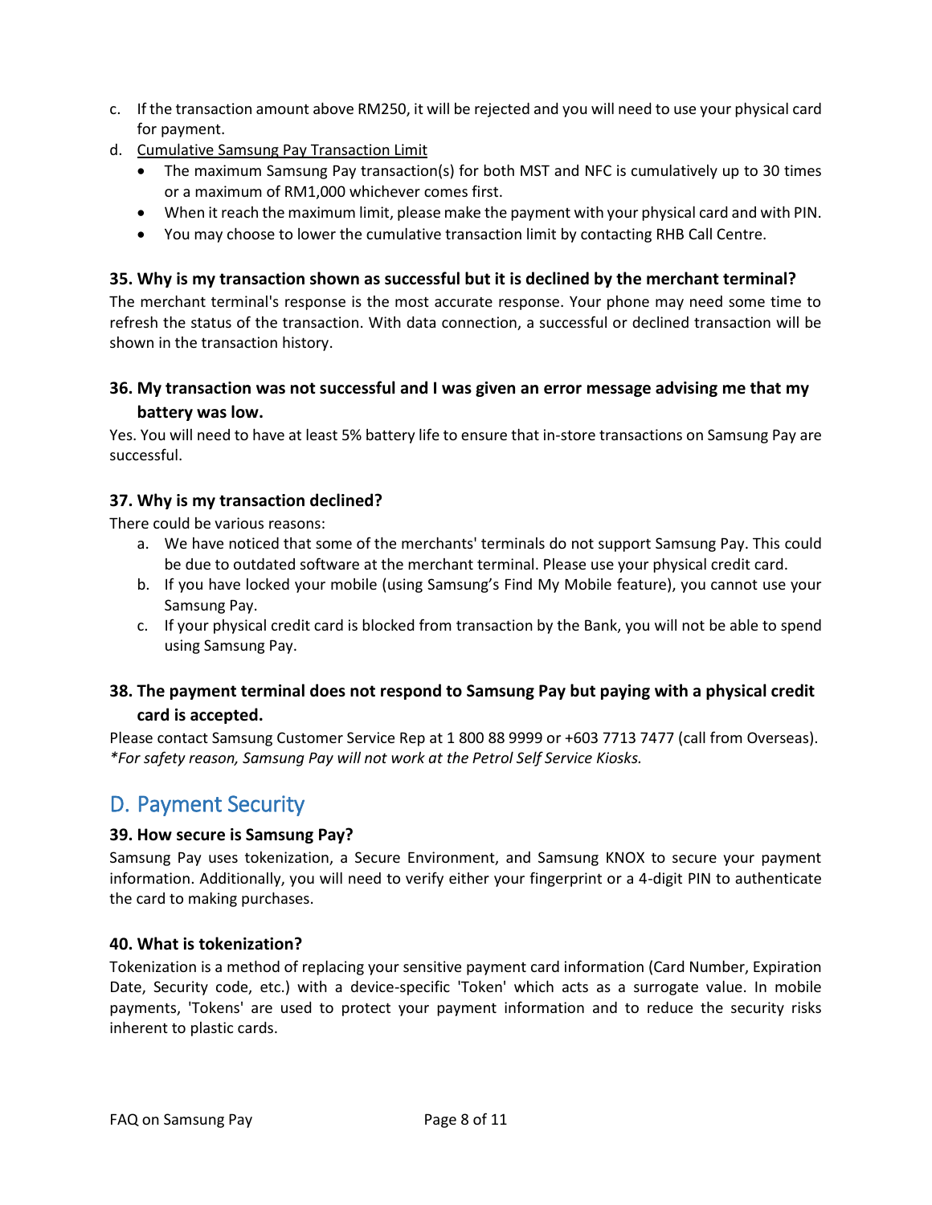c. If the transaction amount above RM250, it will be rejected and you will need to use your physical card for payment.

d. Cumulative Samsung Pay Transaction Limit

- The maximum Samsung Pay transaction(s) for both MST and NFC is cumulatively up to 30 times or a maximum of RM1,000 whichever comes first.
- When it reach the maximum limit, please make the payment with your physical card and with PIN.
- You may choose to lower the cumulative transaction limit by contacting RHB Call Centre.

### 35. Why is my transaction shown as successful but it is declined by the merchant terminal?

The merchant terminal's response is the most accurate response. Your phone may need some time to refresh the status of the transaction. With data connection, a successful or declined transaction will be shown in the transaction history.

### 36. My transaction was not successful and I was given an error message advising me that my battery was low.

Yes. You will need to have at least 5% battery life to ensure that in-store transactions on Samsung Pay are successful.

### 37. Why is my transaction declined?

There could be various reasons:

a. We have noticed that some of the merchants' terminals do not support Samsung Pay. This could be due to outdated software at the merchant terminal. Please use your physical credit card.

b. If you have locked your mobile (using Samsung's Find My Mobile feature), you cannot use your Samsung Pay.

c. If your physical credit card is blocked from transaction by the Bank, you will not be able to spend using Samsung Pay.

### 38. The payment terminal does not respond to Samsung Pay but paying with a physical credit card is accepted.

Please contact Samsung Customer Service Rep at 1 800 88 9999 or +603 7713 7477 (call from Overseas).
*\*For safety reason, Samsung Pay will not work at the Petrol Self Service Kiosks.*

## D. Payment Security

### 39. How secure is Samsung Pay?

Samsung Pay uses tokenization, a Secure Environment, and Samsung KNOX to secure your payment information. Additionally, you will need to verify either your fingerprint or a 4-digit PIN to authenticate the card to making purchases.

### 40. What is tokenization?

Tokenization is a method of replacing your sensitive payment card information (Card Number, Expiration Date, Security code, etc.) with a device-specific 'Token' which acts as a surrogate value. In mobile payments, 'Tokens' are used to protect your payment information and to reduce the security risks inherent to plastic cards.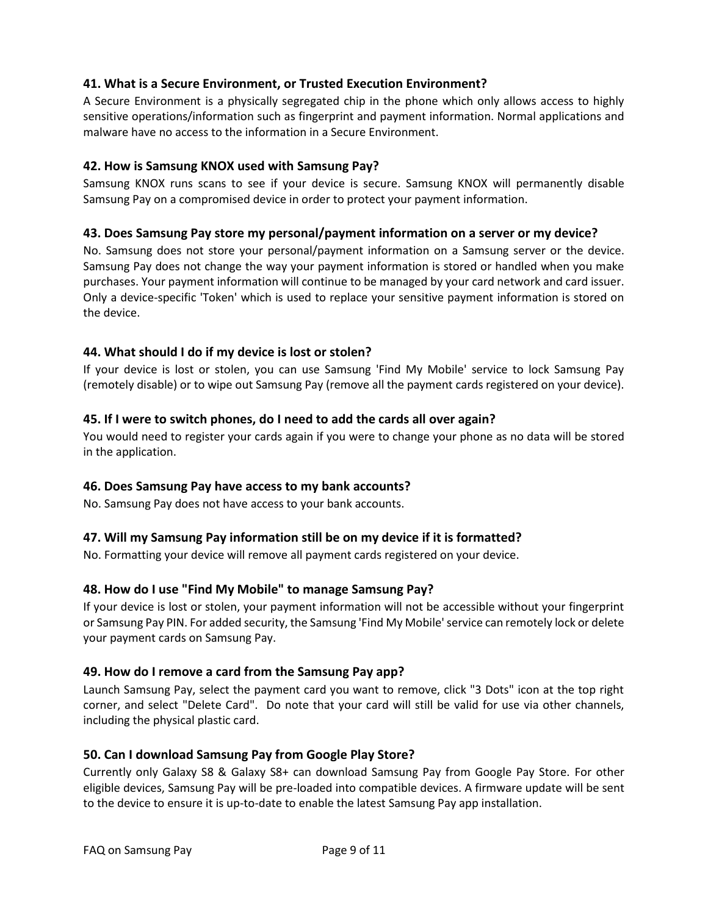### 41. What is a Secure Environment, or Trusted Execution Environment?

A Secure Environment is a physically segregated chip in the phone which only allows access to highly sensitive operations/information such as fingerprint and payment information. Normal applications and malware have no access to the information in a Secure Environment.

### 42. How is Samsung KNOX used with Samsung Pay?

Samsung KNOX runs scans to see if your device is secure. Samsung KNOX will permanently disable Samsung Pay on a compromised device in order to protect your payment information.

### 43. Does Samsung Pay store my personal/payment information on a server or my device?

No. Samsung does not store your personal/payment information on a Samsung server or the device. Samsung Pay does not change the way your payment information is stored or handled when you make purchases. Your payment information will continue to be managed by your card network and card issuer. Only a device-specific 'Token' which is used to replace your sensitive payment information is stored on the device.

### 44. What should I do if my device is lost or stolen?

If your device is lost or stolen, you can use Samsung 'Find My Mobile' service to lock Samsung Pay (remotely disable) or to wipe out Samsung Pay (remove all the payment cards registered on your device).

### 45. If I were to switch phones, do I need to add the cards all over again?

You would need to register your cards again if you were to change your phone as no data will be stored in the application.

### 46. Does Samsung Pay have access to my bank accounts?

No. Samsung Pay does not have access to your bank accounts.

### 47. Will my Samsung Pay information still be on my device if it is formatted?

No. Formatting your device will remove all payment cards registered on your device.

### 48. How do I use "Find My Mobile" to manage Samsung Pay?

If your device is lost or stolen, your payment information will not be accessible without your fingerprint or Samsung Pay PIN. For added security, the Samsung 'Find My Mobile' service can remotely lock or delete your payment cards on Samsung Pay.

### 49. How do I remove a card from the Samsung Pay app?

Launch Samsung Pay, select the payment card you want to remove, click "3 Dots" icon at the top right corner, and select "Delete Card". Do note that your card will still be valid for use via other channels, including the physical plastic card.

### 50. Can I download Samsung Pay from Google Play Store?

Currently only Galaxy S8 & Galaxy S8+ can download Samsung Pay from Google Pay Store. For other eligible devices, Samsung Pay will be pre-loaded into compatible devices. A firmware update will be sent to the device to ensure it is up-to-date to enable the latest Samsung Pay app installation.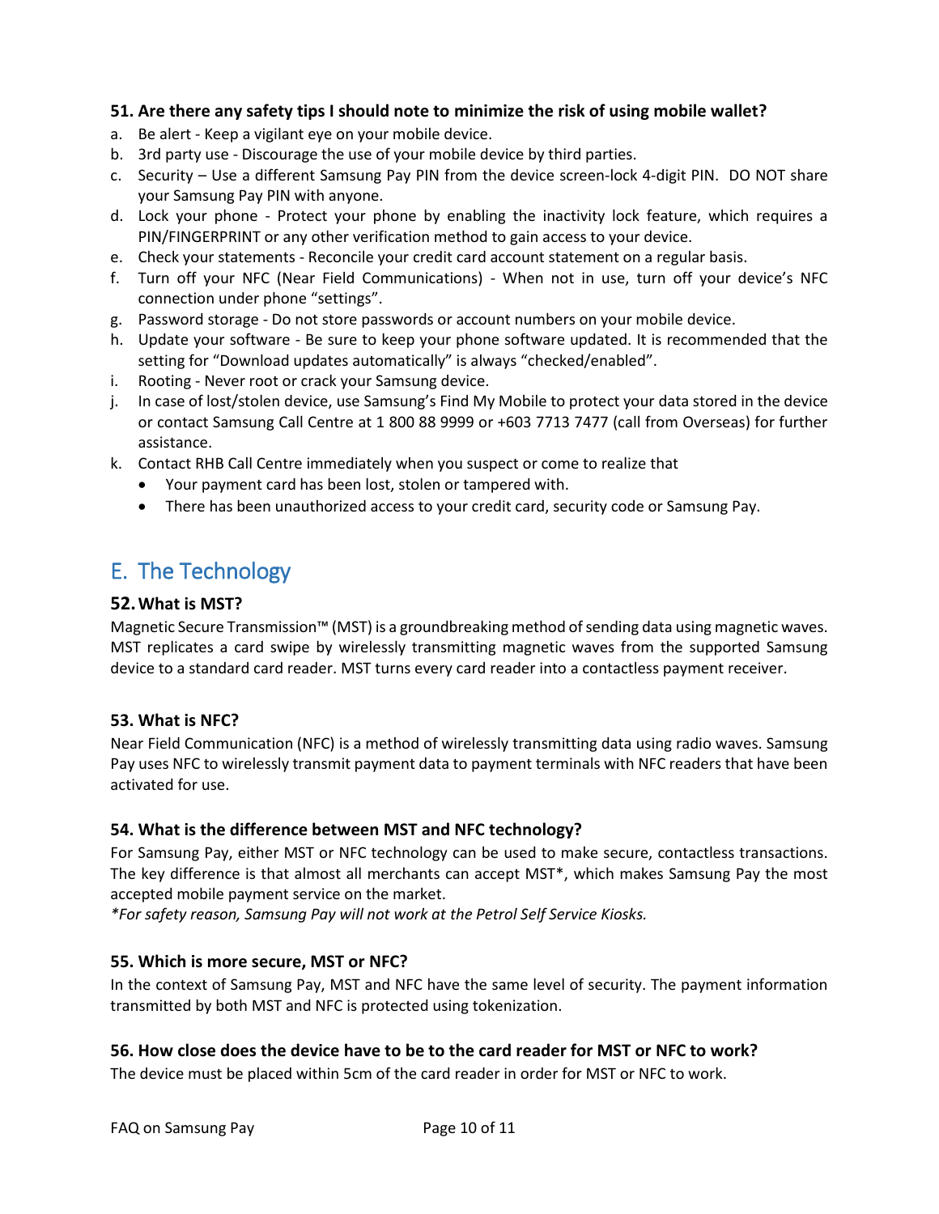### 51. Are there any safety tips I should note to minimize the risk of using mobile wallet?

a. Be alert - Keep a vigilant eye on your mobile device.
b. 3rd party use - Discourage the use of your mobile device by third parties.
c. Security – Use a different Samsung Pay PIN from the device screen-lock 4-digit PIN. DO NOT share your Samsung Pay PIN with anyone.
d. Lock your phone - Protect your phone by enabling the inactivity lock feature, which requires a PIN/FINGERPRINT or any other verification method to gain access to your device.
e. Check your statements - Reconcile your credit card account statement on a regular basis.
f. Turn off your NFC (Near Field Communications) - When not in use, turn off your device's NFC connection under phone "settings".
g. Password storage - Do not store passwords or account numbers on your mobile device.
h. Update your software - Be sure to keep your phone software updated. It is recommended that the setting for "Download updates automatically" is always "checked/enabled".
i. Rooting - Never root or crack your Samsung device.
j. In case of lost/stolen device, use Samsung's Find My Mobile to protect your data stored in the device or contact Samsung Call Centre at 1 800 88 9999 or +603 7713 7477 (call from Overseas) for further assistance.
k. Contact RHB Call Centre immediately when you suspect or come to realize that
   - Your payment card has been lost, stolen or tampered with.
   - There has been unauthorized access to your credit card, security code or Samsung Pay.

## E. The Technology

### 52. What is MST?

Magnetic Secure Transmission™ (MST) is a groundbreaking method of sending data using magnetic waves. MST replicates a card swipe by wirelessly transmitting magnetic waves from the supported Samsung device to a standard card reader. MST turns every card reader into a contactless payment receiver.

### 53. What is NFC?

Near Field Communication (NFC) is a method of wirelessly transmitting data using radio waves. Samsung Pay uses NFC to wirelessly transmit payment data to payment terminals with NFC readers that have been activated for use.

### 54. What is the difference between MST and NFC technology?

For Samsung Pay, either MST or NFC technology can be used to make secure, contactless transactions. The key difference is that almost all merchants can accept MST*, which makes Samsung Pay the most accepted mobile payment service on the market.

*\*For safety reason, Samsung Pay will not work at the Petrol Self Service Kiosks.*

### 55. Which is more secure, MST or NFC?

In the context of Samsung Pay, MST and NFC have the same level of security. The payment information transmitted by both MST and NFC is protected using tokenization.

### 56. How close does the device have to be to the card reader for MST or NFC to work?

The device must be placed within 5cm of the card reader in order for MST or NFC to work.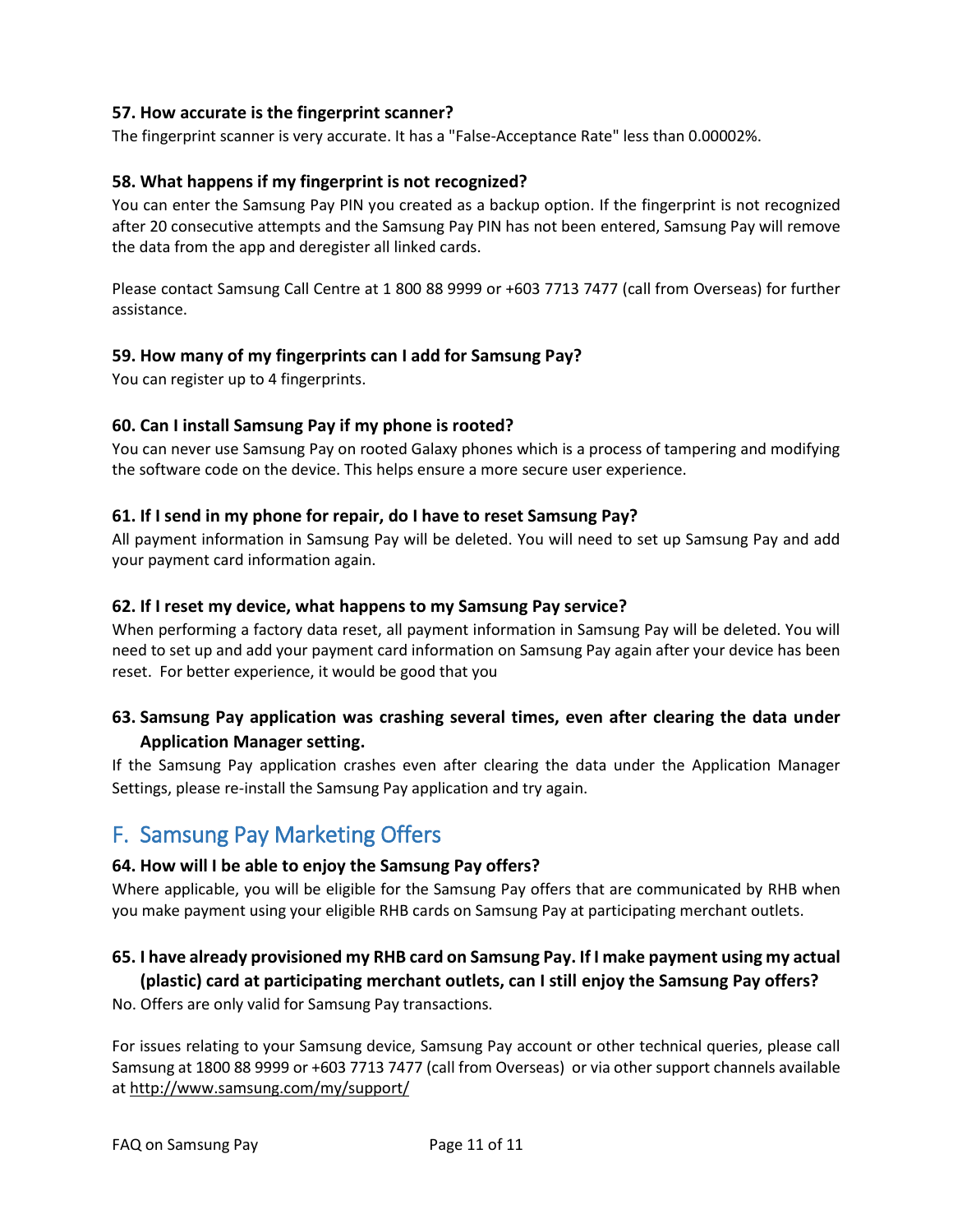### 57. How accurate is the fingerprint scanner?

The fingerprint scanner is very accurate. It has a "False-Acceptance Rate" less than 0.00002%.

### 58. What happens if my fingerprint is not recognized?

You can enter the Samsung Pay PIN you created as a backup option. If the fingerprint is not recognized after 20 consecutive attempts and the Samsung Pay PIN has not been entered, Samsung Pay will remove the data from the app and deregister all linked cards.

Please contact Samsung Call Centre at 1 800 88 9999 or +603 7713 7477 (call from Overseas) for further assistance.

### 59. How many of my fingerprints can I add for Samsung Pay?

You can register up to 4 fingerprints.

### 60. Can I install Samsung Pay if my phone is rooted?

You can never use Samsung Pay on rooted Galaxy phones which is a process of tampering and modifying the software code on the device. This helps ensure a more secure user experience.

### 61. If I send in my phone for repair, do I have to reset Samsung Pay?

All payment information in Samsung Pay will be deleted. You will need to set up Samsung Pay and add your payment card information again.

### 62. If I reset my device, what happens to my Samsung Pay service?

When performing a factory data reset, all payment information in Samsung Pay will be deleted. You will need to set up and add your payment card information on Samsung Pay again after your device has been reset. For better experience, it would be good that you

### 63. Samsung Pay application was crashing several times, even after clearing the data under Application Manager setting.

If the Samsung Pay application crashes even after clearing the data under the Application Manager Settings, please re-install the Samsung Pay application and try again.

## F. Samsung Pay Marketing Offers

### 64. How will I be able to enjoy the Samsung Pay offers?

Where applicable, you will be eligible for the Samsung Pay offers that are communicated by RHB when you make payment using your eligible RHB cards on Samsung Pay at participating merchant outlets.

### 65. I have already provisioned my RHB card on Samsung Pay. If I make payment using my actual (plastic) card at participating merchant outlets, can I still enjoy the Samsung Pay offers?

No. Offers are only valid for Samsung Pay transactions.

For issues relating to your Samsung device, Samsung Pay account or other technical queries, please call Samsung at 1800 88 9999 or +603 7713 7477 (call from Overseas) or via other support channels available at http://www.samsung.com/my/support/